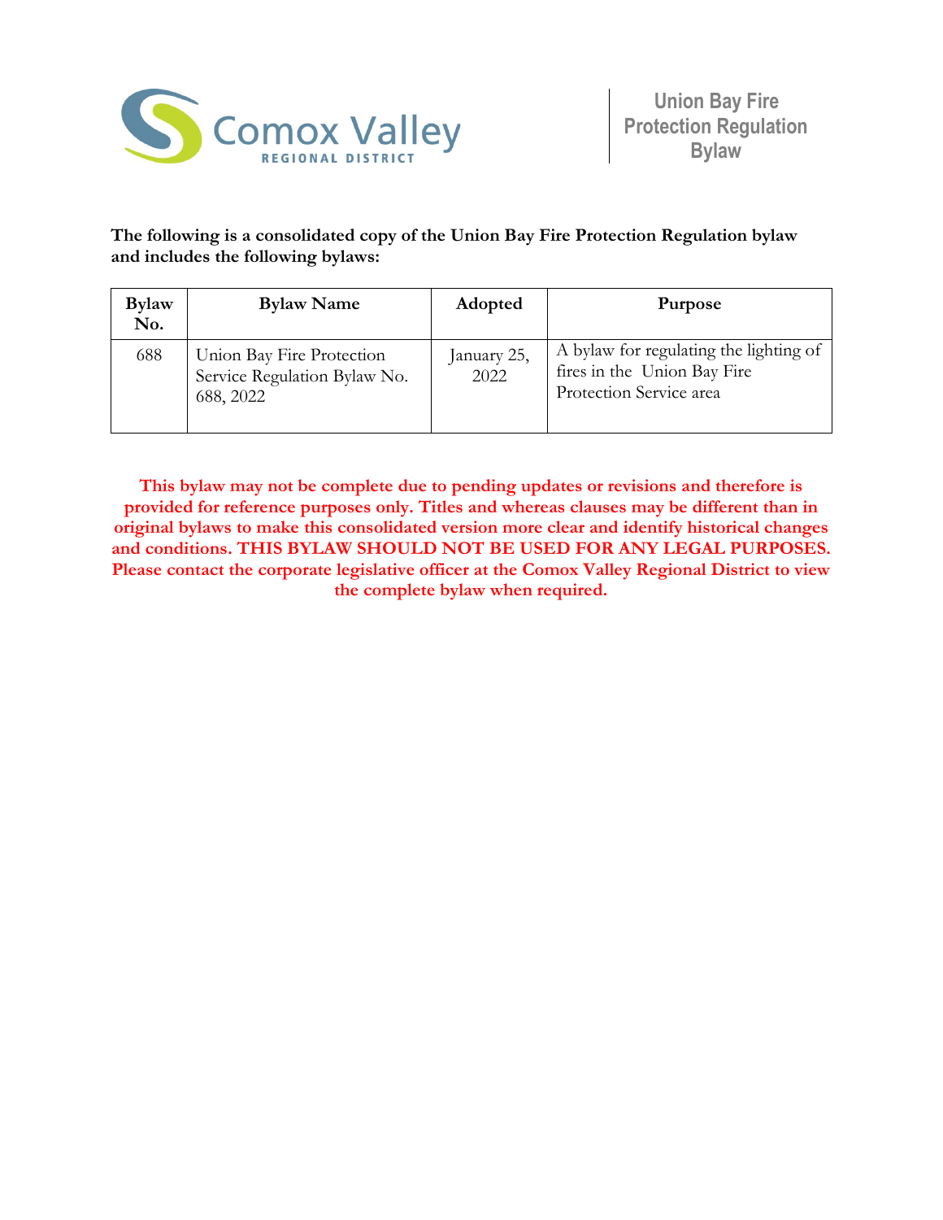Comox Valley
REGIONAL DISTRICT

# Union Bay Fire Protection Regulation Bylaw

**The following is a consolidated copy of the Union Bay Fire Protection Regulation bylaw and includes the following bylaws:**

| Bylaw No. | Bylaw Name | Adopted | Purpose |
|---|---|---|---|
| 688 | Union Bay Fire Protection Service Regulation Bylaw No. 688, 2022 | January 25, 2022 | A bylaw for regulating the lighting of fires in the Union Bay Fire Protection Service area |

**This bylaw may not be complete due to pending updates or revisions and therefore is provided for reference purposes only. Titles and whereas clauses may be different than in original bylaws to make this consolidated version more clear and identify historical changes and conditions. THIS BYLAW SHOULD NOT BE USED FOR ANY LEGAL PURPOSES. Please contact the corporate legislative officer at the Comox Valley Regional District to view the complete bylaw when required.**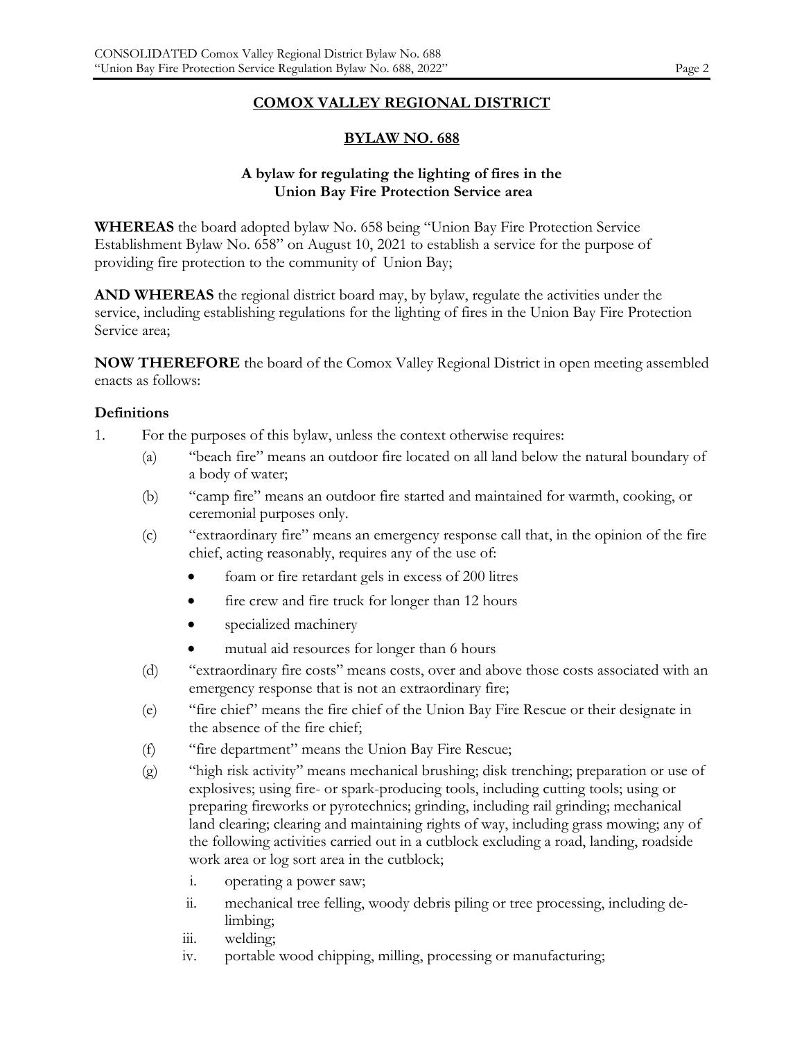# COMOX VALLEY REGIONAL DISTRICT

## BYLAW NO. 688

### A bylaw for regulating the lighting of fires in the Union Bay Fire Protection Service area

**WHEREAS** the board adopted bylaw No. 658 being "Union Bay Fire Protection Service Establishment Bylaw No. 658" on August 10, 2021 to establish a service for the purpose of providing fire protection to the community of Union Bay;

**AND WHEREAS** the regional district board may, by bylaw, regulate the activities under the service, including establishing regulations for the lighting of fires in the Union Bay Fire Protection Service area;

**NOW THEREFORE** the board of the Comox Valley Regional District in open meeting assembled enacts as follows:

**Definitions**

1. For the purposes of this bylaw, unless the context otherwise requires:
   - (a) "beach fire" means an outdoor fire located on all land below the natural boundary of a body of water;
   - (b) "camp fire" means an outdoor fire started and maintained for warmth, cooking, or ceremonial purposes only.
   - (c) "extraordinary fire" means an emergency response call that, in the opinion of the fire chief, acting reasonably, requires any of the use of:
     - foam or fire retardant gels in excess of 200 litres
     - fire crew and fire truck for longer than 12 hours
     - specialized machinery
     - mutual aid resources for longer than 6 hours
   - (d) "extraordinary fire costs" means costs, over and above those costs associated with an emergency response that is not an extraordinary fire;
   - (e) "fire chief" means the fire chief of the Union Bay Fire Rescue or their designate in the absence of the fire chief;
   - (f) "fire department" means the Union Bay Fire Rescue;
   - (g) "high risk activity" means mechanical brushing; disk trenching; preparation or use of explosives; using fire- or spark-producing tools, including cutting tools; using or preparing fireworks or pyrotechnics; grinding, including rail grinding; mechanical land clearing; clearing and maintaining rights of way, including grass mowing; any of the following activities carried out in a cutblock excluding a road, landing, roadside work area or log sort area in the cutblock;
     - i. operating a power saw;
     - ii. mechanical tree felling, woody debris piling or tree processing, including de-limbing;
     - iii. welding;
     - iv. portable wood chipping, milling, processing or manufacturing;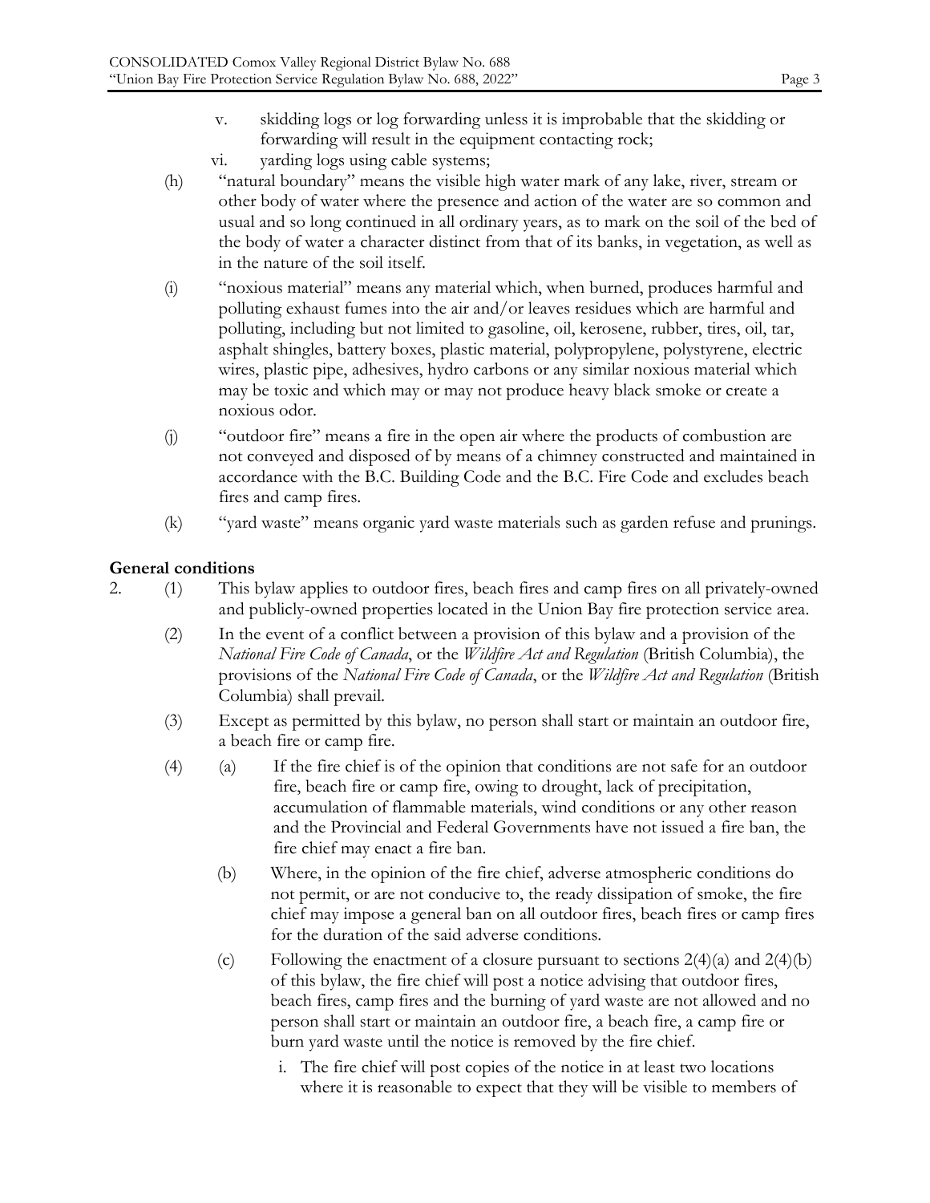v. skidding logs or log forwarding unless it is improbable that the skidding or forwarding will result in the equipment contacting rock;

vi. yarding logs using cable systems;

(h) "natural boundary" means the visible high water mark of any lake, river, stream or other body of water where the presence and action of the water are so common and usual and so long continued in all ordinary years, as to mark on the soil of the bed of the body of water a character distinct from that of its banks, in vegetation, as well as in the nature of the soil itself.

(i) "noxious material" means any material which, when burned, produces harmful and polluting exhaust fumes into the air and/or leaves residues which are harmful and polluting, including but not limited to gasoline, oil, kerosene, rubber, tires, oil, tar, asphalt shingles, battery boxes, plastic material, polypropylene, polystyrene, electric wires, plastic pipe, adhesives, hydro carbons or any similar noxious material which may be toxic and which may or may not produce heavy black smoke or create a noxious odor.

(j) "outdoor fire" means a fire in the open air where the products of combustion are not conveyed and disposed of by means of a chimney constructed and maintained in accordance with the B.C. Building Code and the B.C. Fire Code and excludes beach fires and camp fires.

(k) "yard waste" means organic yard waste materials such as garden refuse and prunings.

**General conditions**

2\. (1) This bylaw applies to outdoor fires, beach fires and camp fires on all privately-owned and publicly-owned properties located in the Union Bay fire protection service area.

(2) In the event of a conflict between a provision of this bylaw and a provision of the *National Fire Code of Canada*, or the *Wildfire Act and Regulation* (British Columbia), the provisions of the *National Fire Code of Canada*, or the *Wildfire Act and Regulation* (British Columbia) shall prevail.

(3) Except as permitted by this bylaw, no person shall start or maintain an outdoor fire, a beach fire or camp fire.

(4) (a) If the fire chief is of the opinion that conditions are not safe for an outdoor fire, beach fire or camp fire, owing to drought, lack of precipitation, accumulation of flammable materials, wind conditions or any other reason and the Provincial and Federal Governments have not issued a fire ban, the fire chief may enact a fire ban.

(b) Where, in the opinion of the fire chief, adverse atmospheric conditions do not permit, or are not conducive to, the ready dissipation of smoke, the fire chief may impose a general ban on all outdoor fires, beach fires or camp fires for the duration of the said adverse conditions.

(c) Following the enactment of a closure pursuant to sections 2(4)(a) and 2(4)(b) of this bylaw, the fire chief will post a notice advising that outdoor fires, beach fires, camp fires and the burning of yard waste are not allowed and no person shall start or maintain an outdoor fire, a beach fire, a camp fire or burn yard waste until the notice is removed by the fire chief.

i. The fire chief will post copies of the notice in at least two locations where it is reasonable to expect that they will be visible to members of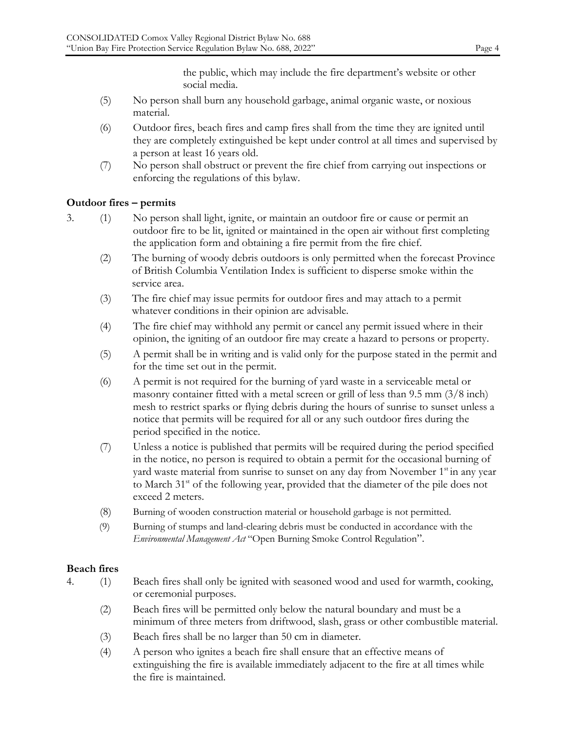the public, which may include the fire department's website or other social media.

(5) No person shall burn any household garbage, animal organic waste, or noxious material.

(6) Outdoor fires, beach fires and camp fires shall from the time they are ignited until they are completely extinguished be kept under control at all times and supervised by a person at least 16 years old.

(7) No person shall obstruct or prevent the fire chief from carrying out inspections or enforcing the regulations of this bylaw.

**Outdoor fires – permits**

3. (1) No person shall light, ignite, or maintain an outdoor fire or cause or permit an outdoor fire to be lit, ignited or maintained in the open air without first completing the application form and obtaining a fire permit from the fire chief.

(2) The burning of woody debris outdoors is only permitted when the forecast Province of British Columbia Ventilation Index is sufficient to disperse smoke within the service area.

(3) The fire chief may issue permits for outdoor fires and may attach to a permit whatever conditions in their opinion are advisable.

(4) The fire chief may withhold any permit or cancel any permit issued where in their opinion, the igniting of an outdoor fire may create a hazard to persons or property.

(5) A permit shall be in writing and is valid only for the purpose stated in the permit and for the time set out in the permit.

(6) A permit is not required for the burning of yard waste in a serviceable metal or masonry container fitted with a metal screen or grill of less than 9.5 mm (3/8 inch) mesh to restrict sparks or flying debris during the hours of sunrise to sunset unless a notice that permits will be required for all or any such outdoor fires during the period specified in the notice.

(7) Unless a notice is published that permits will be required during the period specified in the notice, no person is required to obtain a permit for the occasional burning of yard waste material from sunrise to sunset on any day from November 1st in any year to March 31st of the following year, provided that the diameter of the pile does not exceed 2 meters.

(8) Burning of wooden construction material or household garbage is not permitted.

(9) Burning of stumps and land-clearing debris must be conducted in accordance with the *Environmental Management Act* "Open Burning Smoke Control Regulation".

**Beach fires**

4. (1) Beach fires shall only be ignited with seasoned wood and used for warmth, cooking, or ceremonial purposes.

(2) Beach fires will be permitted only below the natural boundary and must be a minimum of three meters from driftwood, slash, grass or other combustible material.

(3) Beach fires shall be no larger than 50 cm in diameter.

(4) A person who ignites a beach fire shall ensure that an effective means of extinguishing the fire is available immediately adjacent to the fire at all times while the fire is maintained.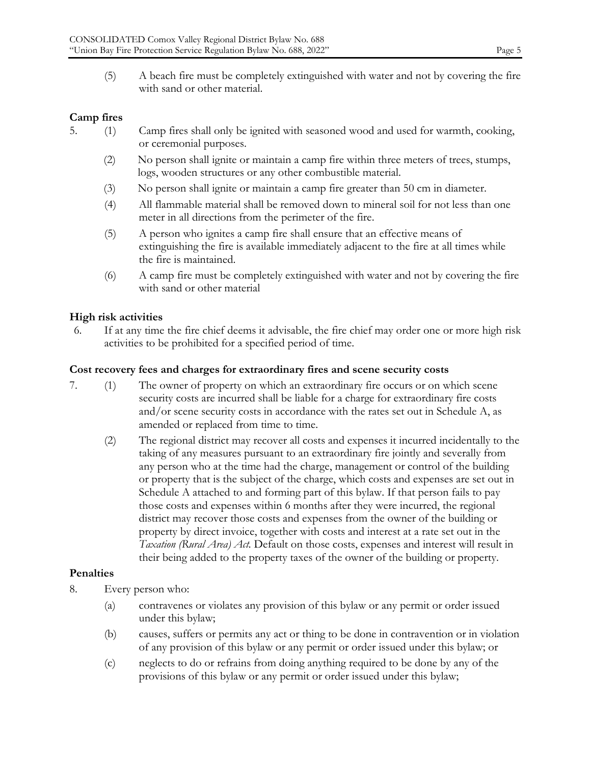(5) A beach fire must be completely extinguished with water and not by covering the fire with sand or other material.

**Camp fires**

5. (1) Camp fires shall only be ignited with seasoned wood and used for warmth, cooking, or ceremonial purposes.

   (2) No person shall ignite or maintain a camp fire within three meters of trees, stumps, logs, wooden structures or any other combustible material.

   (3) No person shall ignite or maintain a camp fire greater than 50 cm in diameter.

   (4) All flammable material shall be removed down to mineral soil for not less than one meter in all directions from the perimeter of the fire.

   (5) A person who ignites a camp fire shall ensure that an effective means of extinguishing the fire is available immediately adjacent to the fire at all times while the fire is maintained.

   (6) A camp fire must be completely extinguished with water and not by covering the fire with sand or other material

**High risk activities**

6. If at any time the fire chief deems it advisable, the fire chief may order one or more high risk activities to be prohibited for a specified period of time.

**Cost recovery fees and charges for extraordinary fires and scene security costs**

7. (1) The owner of property on which an extraordinary fire occurs or on which scene security costs are incurred shall be liable for a charge for extraordinary fire costs and/or scene security costs in accordance with the rates set out in Schedule A, as amended or replaced from time to time.

   (2) The regional district may recover all costs and expenses it incurred incidentally to the taking of any measures pursuant to an extraordinary fire jointly and severally from any person who at the time had the charge, management or control of the building or property that is the subject of the charge, which costs and expenses are set out in Schedule A attached to and forming part of this bylaw. If that person fails to pay those costs and expenses within 6 months after they were incurred, the regional district may recover those costs and expenses from the owner of the building or property by direct invoice, together with costs and interest at a rate set out in the *Taxation (Rural Area) Act*. Default on those costs, expenses and interest will result in their being added to the property taxes of the owner of the building or property.

**Penalties**

8. Every person who:

   (a) contravenes or violates any provision of this bylaw or any permit or order issued under this bylaw;

   (b) causes, suffers or permits any act or thing to be done in contravention or in violation of any provision of this bylaw or any permit or order issued under this bylaw; or

   (c) neglects to do or refrains from doing anything required to be done by any of the provisions of this bylaw or any permit or order issued under this bylaw;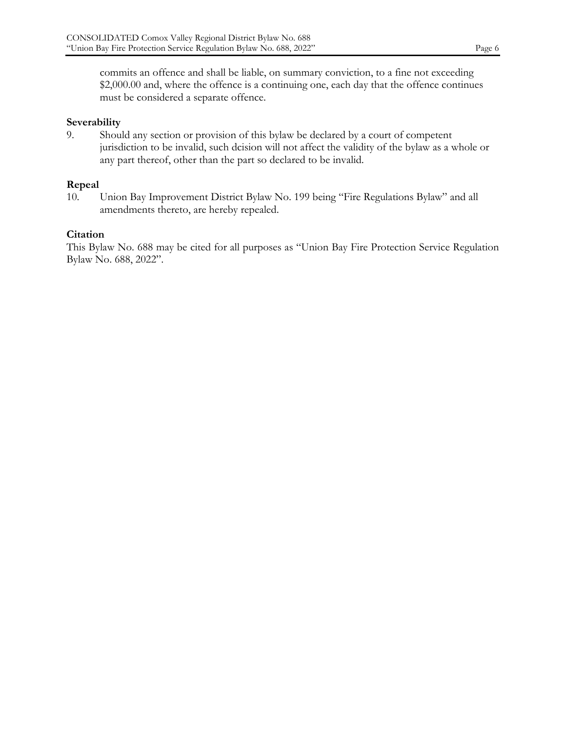commits an offence and shall be liable, on summary conviction, to a fine not exceeding $2,000.00 and, where the offence is a continuing one, each day that the offence continues must be considered a separate offence.

**Severability**

9. Should any section or provision of this bylaw be declared by a court of competent jurisdiction to be invalid, such dcision will not affect the validity of the bylaw as a whole or any part thereof, other than the part so declared to be invalid.

**Repeal**

10. Union Bay Improvement District Bylaw No. 199 being "Fire Regulations Bylaw" and all amendments thereto, are hereby repealed.

**Citation**

This Bylaw No. 688 may be cited for all purposes as "Union Bay Fire Protection Service Regulation Bylaw No. 688, 2022".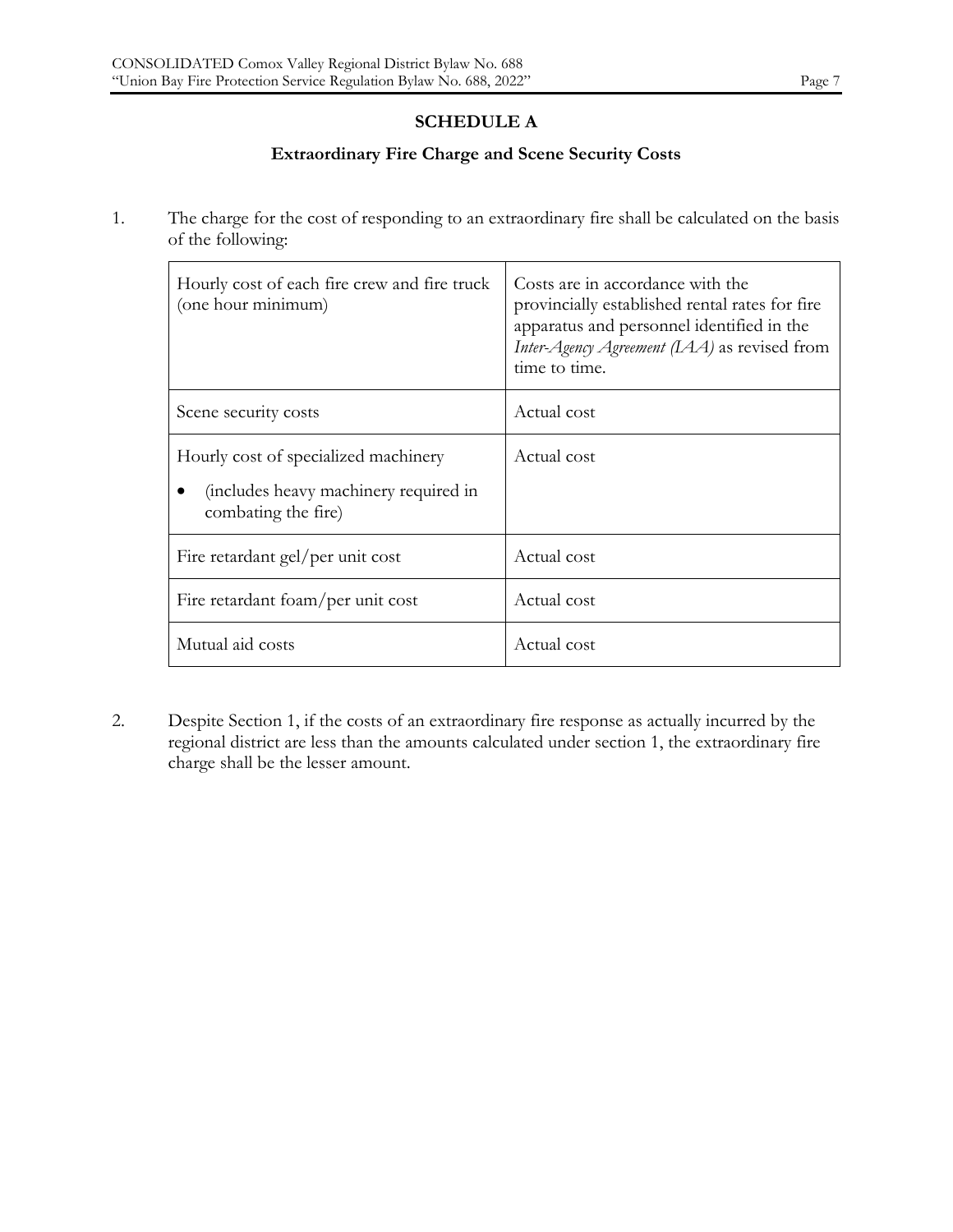## SCHEDULE A

### Extraordinary Fire Charge and Scene Security Costs

1. The charge for the cost of responding to an extraordinary fire shall be calculated on the basis of the following:

| | |
|---|---|
| Hourly cost of each fire crew and fire truck (one hour minimum) | Costs are in accordance with the provincially established rental rates for fire apparatus and personnel identified in the *Inter-Agency Agreement (IAA)* as revised from time to time. |
| Scene security costs | Actual cost |
| Hourly cost of specialized machinery<br>• (includes heavy machinery required in combating the fire) | Actual cost |
| Fire retardant gel/per unit cost | Actual cost |
| Fire retardant foam/per unit cost | Actual cost |
| Mutual aid costs | Actual cost |

2. Despite Section 1, if the costs of an extraordinary fire response as actually incurred by the regional district are less than the amounts calculated under section 1, the extraordinary fire charge shall be the lesser amount.